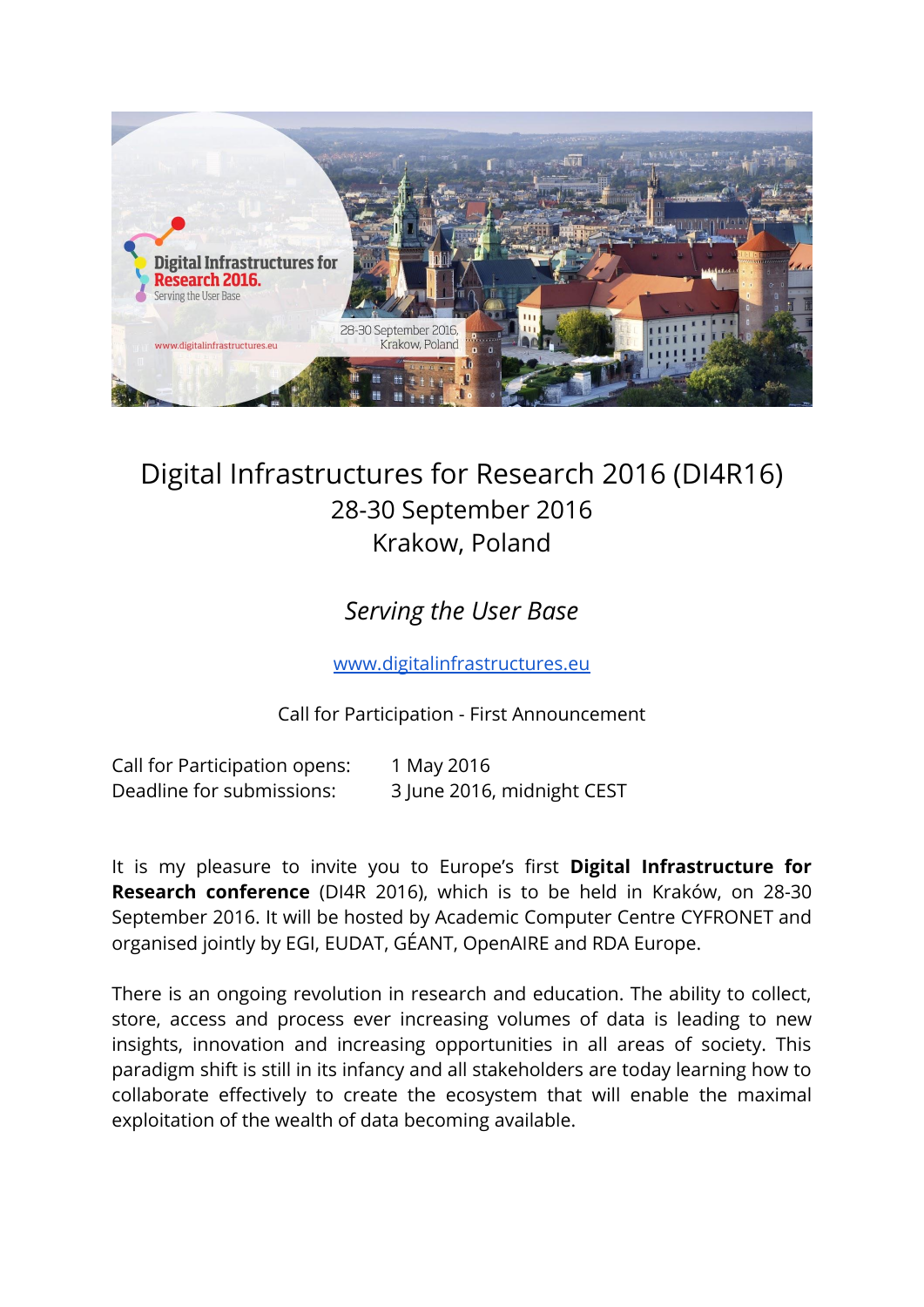# Digital Infrastructures for Research 2016 (DI4R16)

28-30 September 2016

Krakow, Poland

*Serving the User Base*

[www.digitalinfrastructures.eu](http://www.digitalinfrastructures.eu)

Call for Participation - First Announcement

| | |
|---|---|
| Call for Participation opens: | 1 May 2016 |
| Deadline for submissions: | 3 June 2016, midnight CEST |

It is my pleasure to invite you to Europe's first **Digital Infrastructure for Research conference** (DI4R 2016), which is to be held in Kraków, on 28-30 September 2016. It will be hosted by Academic Computer Centre CYFRONET and organised jointly by EGI, EUDAT, GÉANT, OpenAIRE and RDA Europe.

There is an ongoing revolution in research and education. The ability to collect, store, access and process ever increasing volumes of data is leading to new insights, innovation and increasing opportunities in all areas of society. This paradigm shift is still in its infancy and all stakeholders are today learning how to collaborate effectively to create the ecosystem that will enable the maximal exploitation of the wealth of data becoming available.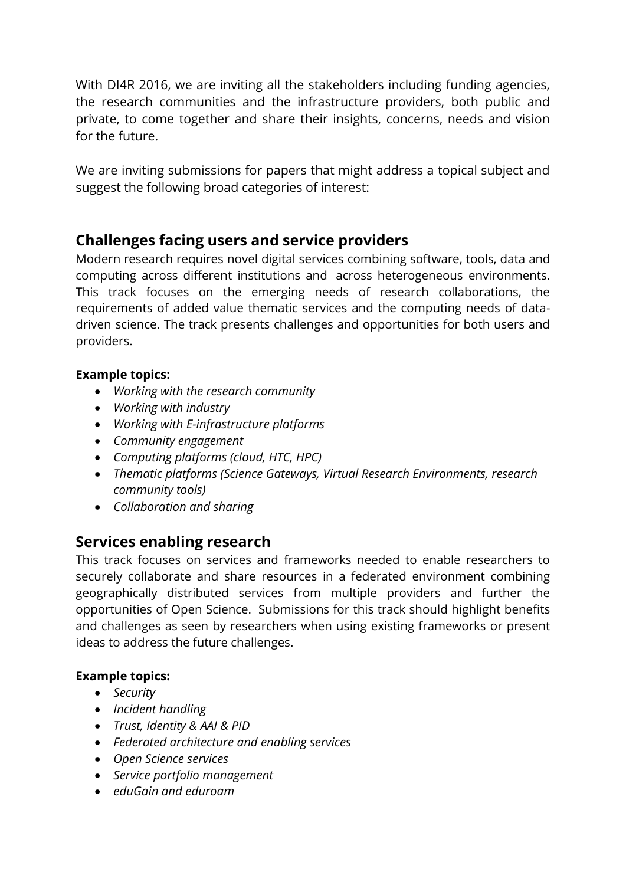With DI4R 2016, we are inviting all the stakeholders including funding agencies, the research communities and the infrastructure providers, both public and private, to come together and share their insights, concerns, needs and vision for the future.

We are inviting submissions for papers that might address a topical subject and suggest the following broad categories of interest:

## Challenges facing users and service providers

Modern research requires novel digital services combining software, tools, data and computing across different institutions and across heterogeneous environments. This track focuses on the emerging needs of research collaborations, the requirements of added value thematic services and the computing needs of data-driven science. The track presents challenges and opportunities for both users and providers.

**Example topics:**

- *Working with the research community*
- *Working with industry*
- *Working with E-infrastructure platforms*
- *Community engagement*
- *Computing platforms (cloud, HTC, HPC)*
- *Thematic platforms (Science Gateways, Virtual Research Environments, research community tools)*
- *Collaboration and sharing*

## Services enabling research

This track focuses on services and frameworks needed to enable researchers to securely collaborate and share resources in a federated environment combining geographically distributed services from multiple providers and further the opportunities of Open Science. Submissions for this track should highlight benefits and challenges as seen by researchers when using existing frameworks or present ideas to address the future challenges.

**Example topics:**

- *Security*
- *Incident handling*
- *Trust, Identity & AAI & PID*
- *Federated architecture and enabling services*
- *Open Science services*
- *Service portfolio management*
- *eduGain and eduroam*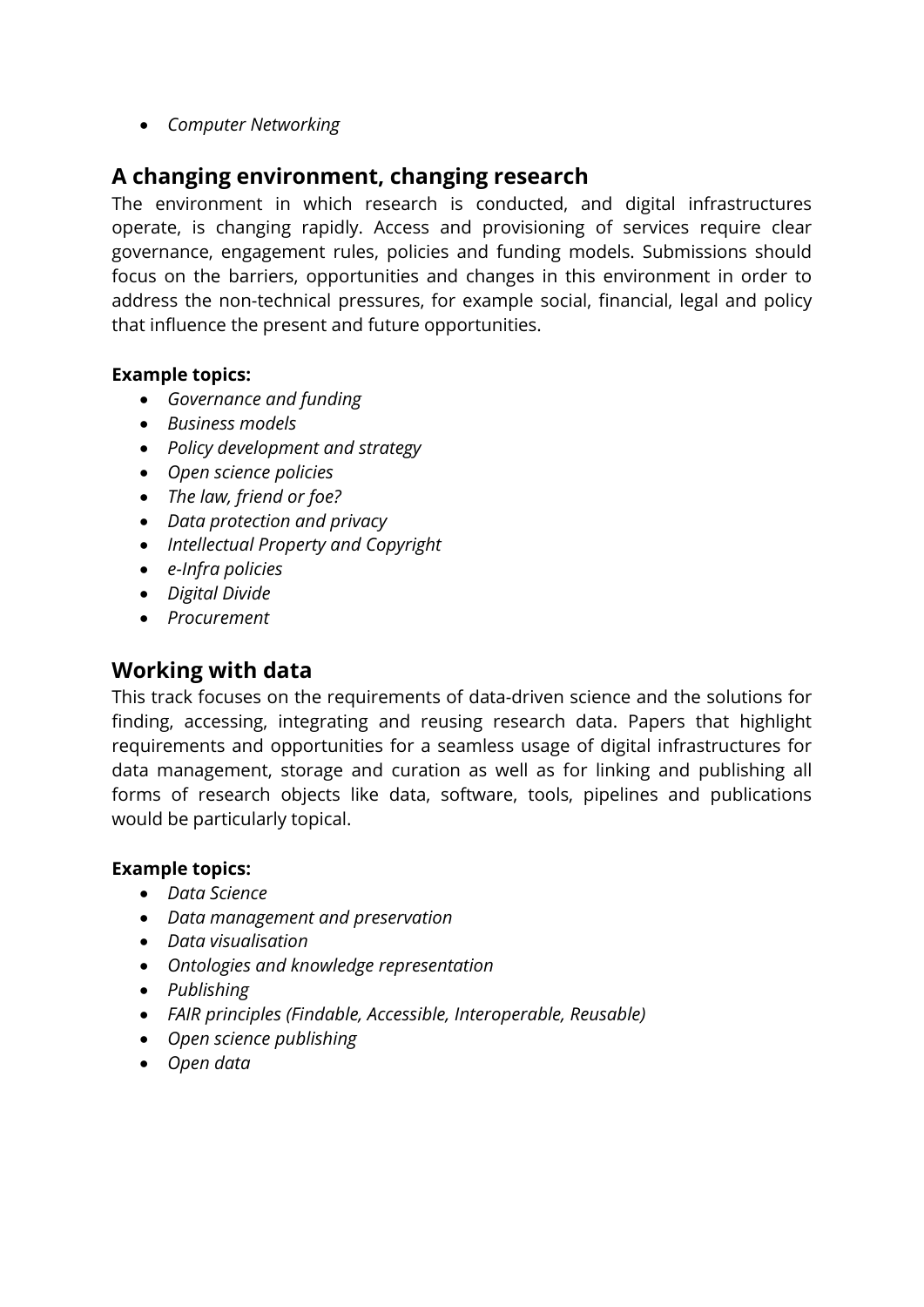- *Computer Networking*

## A changing environment, changing research

The environment in which research is conducted, and digital infrastructures operate, is changing rapidly. Access and provisioning of services require clear governance, engagement rules, policies and funding models. Submissions should focus on the barriers, opportunities and changes in this environment in order to address the non-technical pressures, for example social, financial, legal and policy that influence the present and future opportunities.

**Example topics:**

- *Governance and funding*
- *Business models*
- *Policy development and strategy*
- *Open science policies*
- *The law, friend or foe?*
- *Data protection and privacy*
- *Intellectual Property and Copyright*
- *e-Infra policies*
- *Digital Divide*
- *Procurement*

## Working with data

This track focuses on the requirements of data-driven science and the solutions for finding, accessing, integrating and reusing research data. Papers that highlight requirements and opportunities for a seamless usage of digital infrastructures for data management, storage and curation as well as for linking and publishing all forms of research objects like data, software, tools, pipelines and publications would be particularly topical.

**Example topics:**

- *Data Science*
- *Data management and preservation*
- *Data visualisation*
- *Ontologies and knowledge representation*
- *Publishing*
- *FAIR principles (Findable, Accessible, Interoperable, Reusable)*
- *Open science publishing*
- *Open data*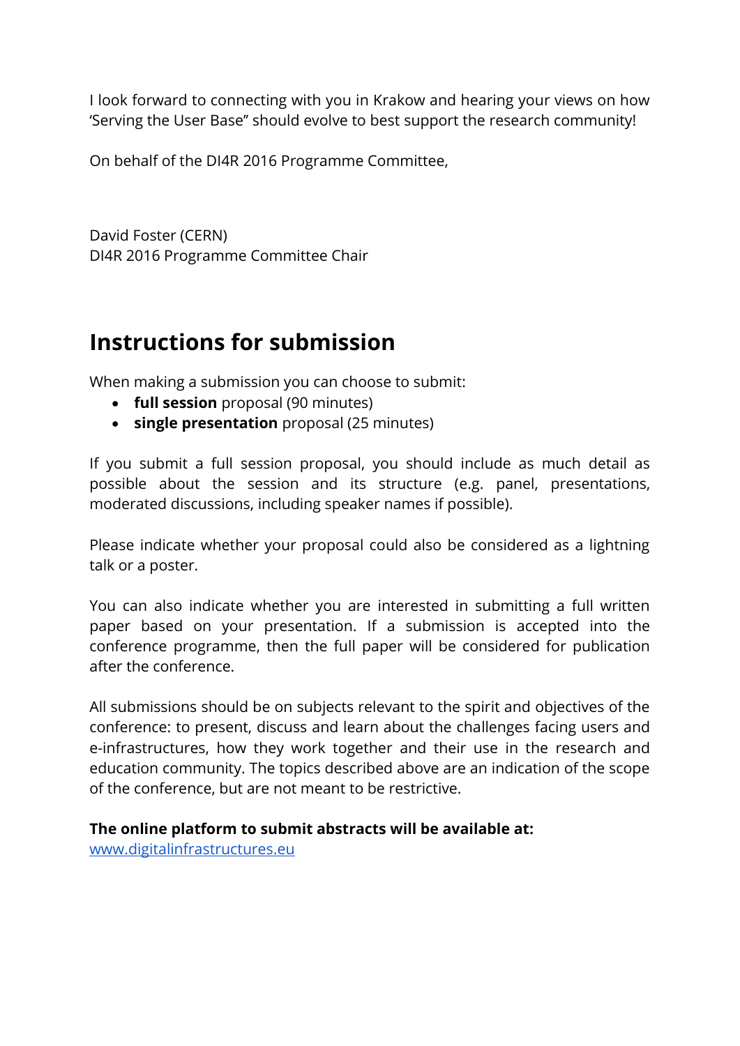I look forward to connecting with you in Krakow and hearing your views on how 'Serving the User Base" should evolve to best support the research community!

On behalf of the DI4R 2016 Programme Committee,

David Foster (CERN)
DI4R 2016 Programme Committee Chair

## Instructions for submission

When making a submission you can choose to submit:

- **full session** proposal (90 minutes)
- **single presentation** proposal (25 minutes)

If you submit a full session proposal, you should include as much detail as possible about the session and its structure (e.g. panel, presentations, moderated discussions, including speaker names if possible).

Please indicate whether your proposal could also be considered as a lightning talk or a poster.

You can also indicate whether you are interested in submitting a full written paper based on your presentation. If a submission is accepted into the conference programme, then the full paper will be considered for publication after the conference.

All submissions should be on subjects relevant to the spirit and objectives of the conference: to present, discuss and learn about the challenges facing users and e-infrastructures, how they work together and their use in the research and education community. The topics described above are an indication of the scope of the conference, but are not meant to be restrictive.

**The online platform to submit abstracts will be available at:**
[www.digitalinfrastructures.eu](www.digitalinfrastructures.eu)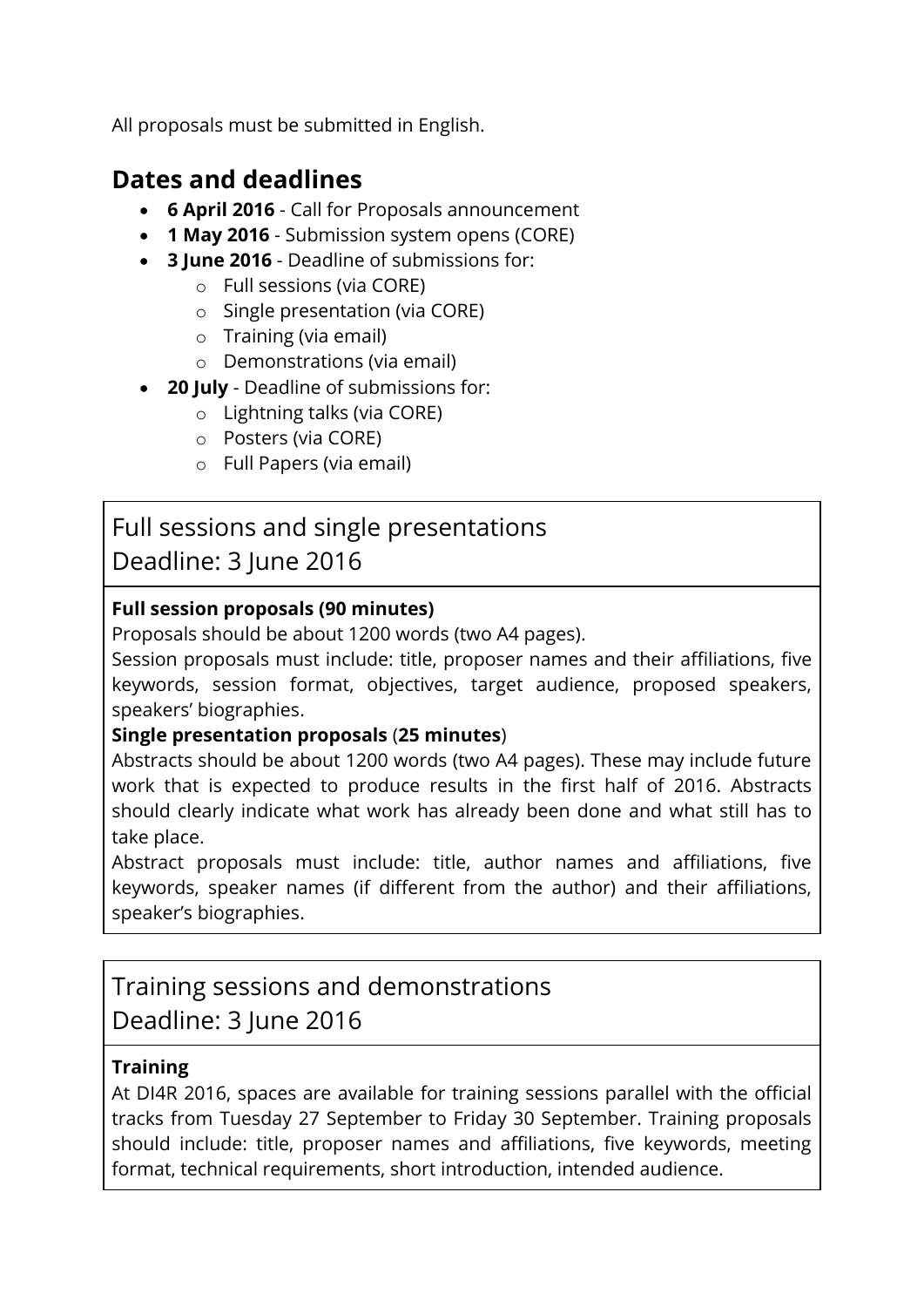All proposals must be submitted in English.

## Dates and deadlines

- **6 April 2016** - Call for Proposals announcement
- **1 May 2016** - Submission system opens (CORE)
- **3 June 2016** - Deadline of submissions for:
  - Full sessions (via CORE)
  - Single presentation (via CORE)
  - Training (via email)
  - Demonstrations (via email)
- **20 July** - Deadline of submissions for:
  - Lightning talks (via CORE)
  - Posters (via CORE)
  - Full Papers (via email)

### Full sessions and single presentations
### Deadline: 3 June 2016

**Full session proposals (90 minutes)**

Proposals should be about 1200 words (two A4 pages).

Session proposals must include: title, proposer names and their affiliations, five keywords, session format, objectives, target audience, proposed speakers, speakers' biographies.

**Single presentation proposals** (**25 minutes**)

Abstracts should be about 1200 words (two A4 pages). These may include future work that is expected to produce results in the first half of 2016. Abstracts should clearly indicate what work has already been done and what still has to take place.

Abstract proposals must include: title, author names and affiliations, five keywords, speaker names (if different from the author) and their affiliations, speaker's biographies.

### Training sessions and demonstrations
### Deadline: 3 June 2016

**Training**

At DI4R 2016, spaces are available for training sessions parallel with the official tracks from Tuesday 27 September to Friday 30 September. Training proposals should include: title, proposer names and affiliations, five keywords, meeting format, technical requirements, short introduction, intended audience.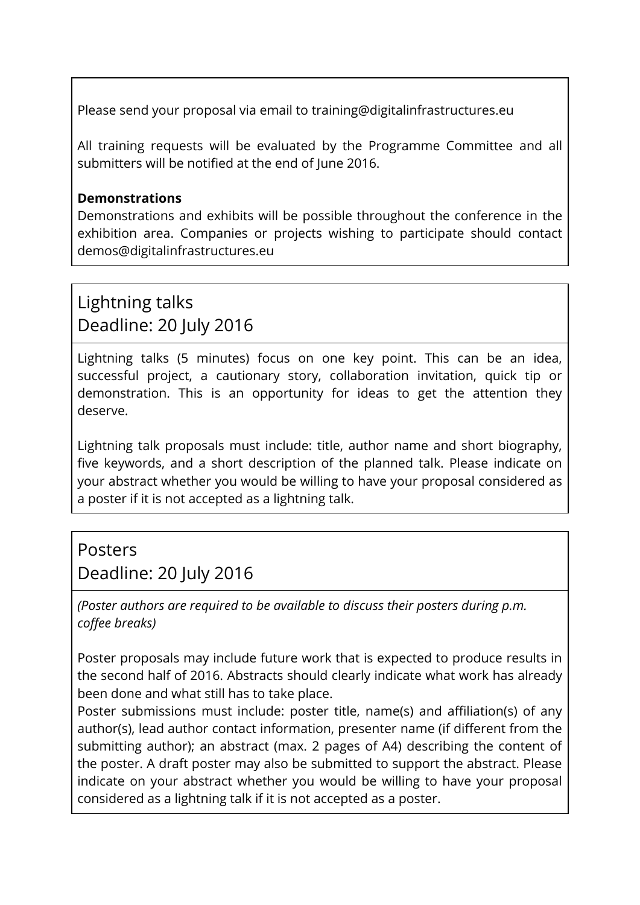Please send your proposal via email to training@digitalinfrastructures.eu

All training requests will be evaluated by the Programme Committee and all submitters will be notified at the end of June 2016.

**Demonstrations**

Demonstrations and exhibits will be possible throughout the conference in the exhibition area. Companies or projects wishing to participate should contact demos@digitalinfrastructures.eu

## Lightning talks
## Deadline: 20 July 2016

Lightning talks (5 minutes) focus on one key point. This can be an idea, successful project, a cautionary story, collaboration invitation, quick tip or demonstration. This is an opportunity for ideas to get the attention they deserve.

Lightning talk proposals must include: title, author name and short biography, five keywords, and a short description of the planned talk. Please indicate on your abstract whether you would be willing to have your proposal considered as a poster if it is not accepted as a lightning talk.

## Posters
## Deadline: 20 July 2016

*(Poster authors are required to be available to discuss their posters during p.m. coffee breaks)*

Poster proposals may include future work that is expected to produce results in the second half of 2016. Abstracts should clearly indicate what work has already been done and what still has to take place.

Poster submissions must include: poster title, name(s) and affiliation(s) of any author(s), lead author contact information, presenter name (if different from the submitting author); an abstract (max. 2 pages of A4) describing the content of the poster. A draft poster may also be submitted to support the abstract. Please indicate on your abstract whether you would be willing to have your proposal considered as a lightning talk if it is not accepted as a poster.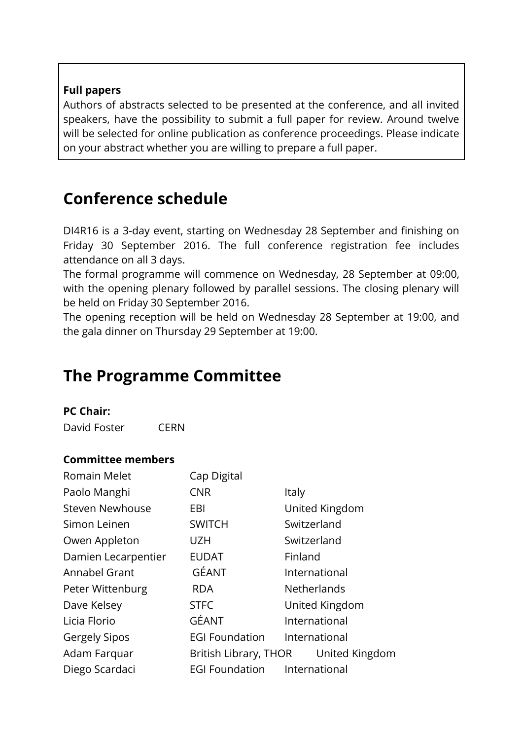**Full papers**

Authors of abstracts selected to be presented at the conference, and all invited speakers, have the possibility to submit a full paper for review. Around twelve will be selected for online publication as conference proceedings. Please indicate on your abstract whether you are willing to prepare a full paper.

# Conference schedule

DI4R16 is a 3-day event, starting on Wednesday 28 September and finishing on Friday 30 September 2016. The full conference registration fee includes attendance on all 3 days.

The formal programme will commence on Wednesday, 28 September at 09:00, with the opening plenary followed by parallel sessions. The closing plenary will be held on Friday 30 September 2016.

The opening reception will be held on Wednesday 28 September at 19:00, and the gala dinner on Thursday 29 September at 19:00.

# The Programme Committee

**PC Chair:**

David Foster CERN

**Committee members**

| | | |
|---|---|---|
| Romain Melet | Cap Digital | |
| Paolo Manghi | CNR | Italy |
| Steven Newhouse | EBI | United Kingdom |
| Simon Leinen | SWITCH | Switzerland |
| Owen Appleton | UZH | Switzerland |
| Damien Lecarpentier | EUDAT | Finland |
| Annabel Grant | GÉANT | International |
| Peter Wittenburg | RDA | Netherlands |
| Dave Kelsey | STFC | United Kingdom |
| Licia Florio | GÉANT | International |
| Gergely Sipos | EGI Foundation | International |
| Adam Farquar | British Library, THOR | United Kingdom |
| Diego Scardaci | EGI Foundation | International |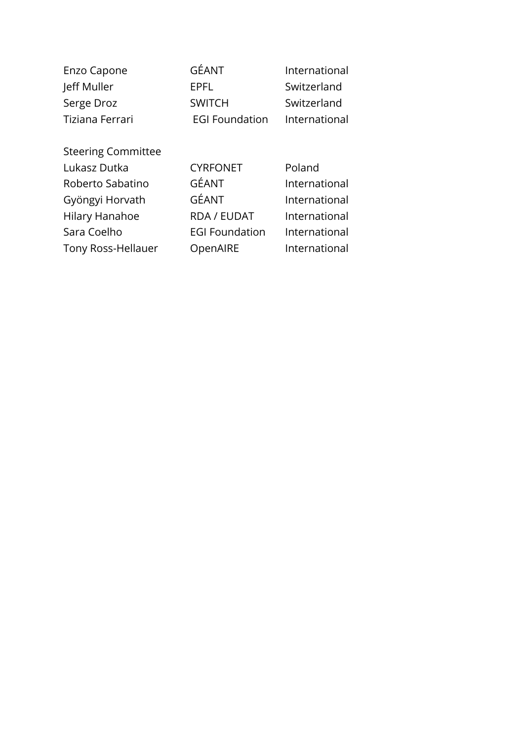| | | |
|---|---|---|
| Enzo Capone | GÉANT | International |
| Jeff Muller | EPFL | Switzerland |
| Serge Droz | SWITCH | Switzerland |
| Tiziana Ferrari | EGI Foundation | International |

Steering Committee

| | | |
|---|---|---|
| Lukasz Dutka | CYRFONET | Poland |
| Roberto Sabatino | GÉANT | International |
| Gyöngyi Horvath | GÉANT | International |
| Hilary Hanahoe | RDA / EUDAT | International |
| Sara Coelho | EGI Foundation | International |
| Tony Ross-Hellauer | OpenAIRE | International |